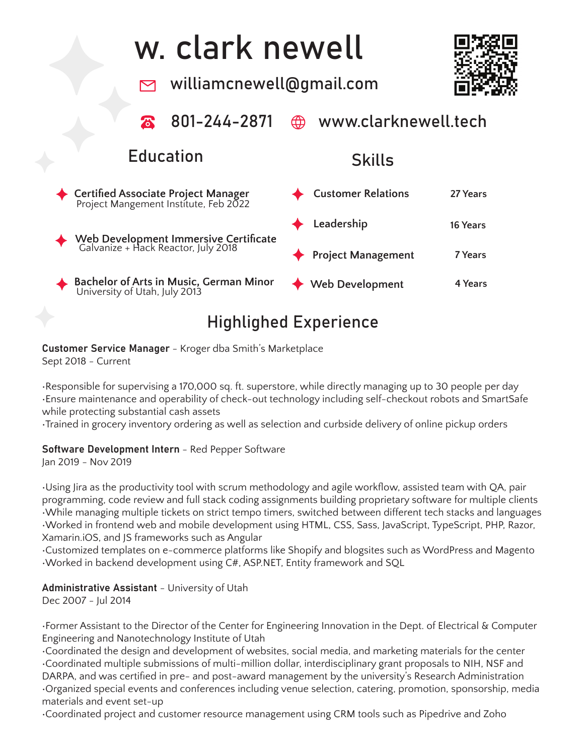# w. clark newell

williamcnewell@gmail.com

801-244-2871 | www.clarknewell.tech

## Education

- **Certified Associate Project Manager**
  Project Mangement Institute, Feb 2022
- **Web Development Immersive Certificate**
  Galvanize + Hack Reactor, July 2018
- **Bachelor of Arts in Music, German Minor**
  University of Utah, July 2013

## Skills

| Skill | Experience |
|---|---|
| Customer Relations | 27 Years |
| Leadership | 16 Years |
| Project Management | 7 Years |
| Web Development | 4 Years |

## Highlighed Experience

**Customer Service Manager** - Kroger dba Smith's Marketplace
Sept 2018 - Current

•Responsible for supervising a 170,000 sq. ft. superstore, while directly managing up to 30 people per day
•Ensure maintenance and operability of check-out technology including self-checkout robots and SmartSafe while protecting substantial cash assets
•Trained in grocery inventory ordering as well as selection and curbside delivery of online pickup orders

**Software Development Intern** - Red Pepper Software
Jan 2019 - Nov 2019

•Using Jira as the productivity tool with scrum methodology and agile workflow, assisted team with QA, pair programming, code review and full stack coding assignments building proprietary software for multiple clients
•While managing multiple tickets on strict tempo timers, switched between different tech stacks and languages
•Worked in frontend web and mobile development using HTML, CSS, Sass, JavaScript, TypeScript, PHP, Razor, Xamarin.iOS, and JS frameworks such as Angular
•Customized templates on e-commerce platforms like Shopify and blogsites such as WordPress and Magento
•Worked in backend development using C#, ASP.NET, Entity framework and SQL

**Administrative Assistant** - University of Utah
Dec 2007 - Jul 2014

•Former Assistant to the Director of the Center for Engineering Innovation in the Dept. of Electrical & Computer Engineering and Nanotechnology Institute of Utah
•Coordinated the design and development of websites, social media, and marketing materials for the center
•Coordinated multiple submissions of multi-million dollar, interdisciplinary grant proposals to NIH, NSF and DARPA, and was certified in pre- and post-award management by the university's Research Administration
•Organized special events and conferences including venue selection, catering, promotion, sponsorship, media materials and event set-up
•Coordinated project and customer resource management using CRM tools such as Pipedrive and Zoho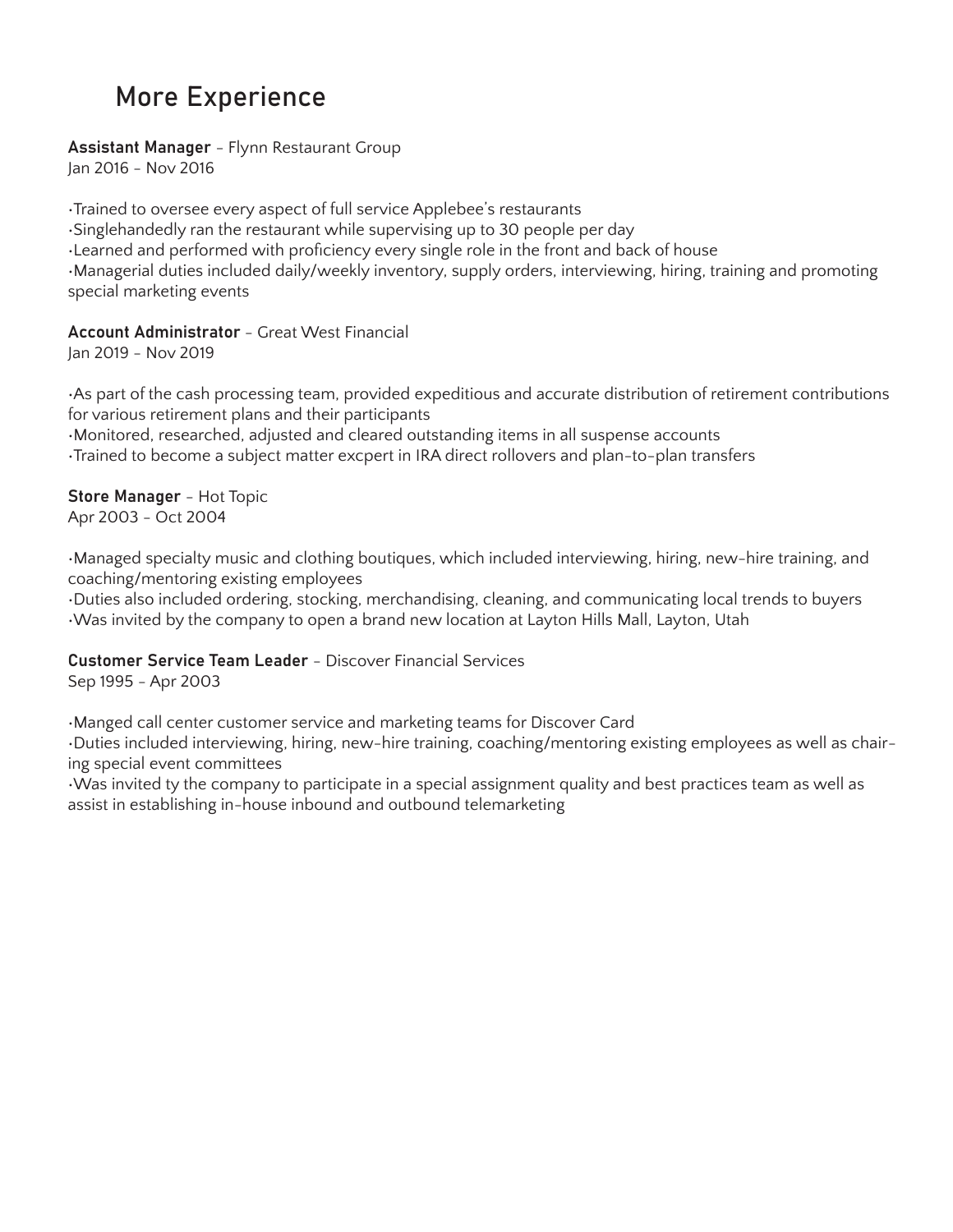## More Experience

**Assistant Manager** - Flynn Restaurant Group
Jan 2016 - Nov 2016

•Trained to oversee every aspect of full service Applebee's restaurants
•Singlehandedly ran the restaurant while supervising up to 30 people per day
•Learned and performed with proficiency every single role in the front and back of house
•Managerial duties included daily/weekly inventory, supply orders, interviewing, hiring, training and promoting special marketing events

**Account Administrator** - Great West Financial
Jan 2019 - Nov 2019

•As part of the cash processing team, provided expeditious and accurate distribution of retirement contributions for various retirement plans and their participants
•Monitored, researched, adjusted and cleared outstanding items in all suspense accounts
•Trained to become a subject matter excpert in IRA direct rollovers and plan-to-plan transfers

**Store Manager** - Hot Topic
Apr 2003 - Oct 2004

•Managed specialty music and clothing boutiques, which included interviewing, hiring, new-hire training, and coaching/mentoring existing employees
•Duties also included ordering, stocking, merchandising, cleaning, and communicating local trends to buyers
•Was invited by the company to open a brand new location at Layton Hills Mall, Layton, Utah

**Customer Service Team Leader** - Discover Financial Services
Sep 1995 - Apr 2003

•Manged call center customer service and marketing teams for Discover Card
•Duties included interviewing, hiring, new-hire training, coaching/mentoring existing employees as well as chairing special event committees
•Was invited ty the company to participate in a special assignment quality and best practices team as well as assist in establishing in-house inbound and outbound telemarketing